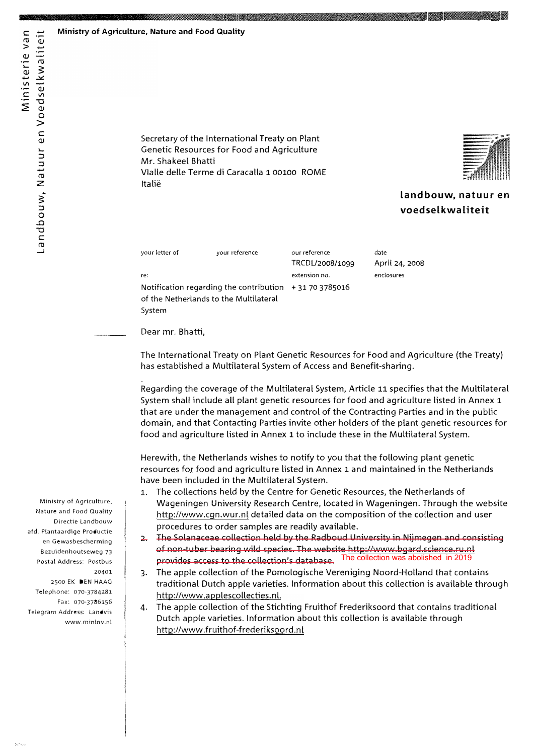Ministerie van Landbouw, Natuur en Voedselkwaliteit

**Ministry of Agriculture, Nature and Food Quality**

Secretary of the International Treaty on Plant Genetic Resources for Food and Agriculture
Mr. Shakeel Bhatti
Vlalle delle Terme di Caracalla 1 00100 ROME
Italië

**landbouw, natuur en voedselkwaliteit**

| your letter of | your reference | our reference | date |
|---|---|---|---|
| | | TRCDL/2008/1099 | April 24, 2008 |
| re: | | extension no. | enclosures |
| Notification regarding the contribution of the Netherlands to the Multilateral System | | + 31 70 3785016 | |

Dear mr. Bhatti,

The International Treaty on Plant Genetic Resources for Food and Agriculture (the Treaty) has established a Multilateral System of Access and Benefit-sharing.

Regarding the coverage of the Multilateral System, Article 11 specifies that the Multilateral System shall include all plant genetic resources for food and agriculture listed in Annex 1 that are under the management and control of the Contracting Parties and in the public domain, and that Contacting Parties invite other holders of the plant genetic resources for food and agriculture listed in Annex 1 to include these in the Multilateral System.

Herewith, the Netherlands wishes to notify to you that the following plant genetic resources for food and agriculture listed in Annex 1 and maintained in the Netherlands have been included in the Multilateral System.

1. The collections held by the Centre for Genetic Resources, the Netherlands of Wageningen University Research Centre, located in Wageningen. Through the website http://www.cgn.wur.nl detailed data on the composition of the collection and user procedures to order samples are readily available.
2. ~~The Solanaceae collection held by the Radboud University in Nijmegen and consisting of non-tuber bearing wild species. The website http://www.bgard.science.ru.nl provides access to the collection's database.~~ The collection was abolished in 2019
3. The apple collection of the Pomologische Vereniging Noord-Holland that contains traditional Dutch apple varieties. Information about this collection is available through http://www.applescollecties.nl.
4. The apple collection of the Stichting Fruithof Frederiksoord that contains traditional Dutch apple varieties. Information about this collection is available through http://www.fruithof-frederiksoord.nl

Ministry of Agriculture, Nature and Food Quality
Directie Landbouw
afd. Plantaardige Productie en Gewasbescherming
Bezuidenhoutseweg 73
Postal Address: Postbus 20401
2500 EK DEN HAAG
Telephone: 070-3784281
Fax: 070-3786156
Telegram Address: Landvis
www.minlnv.nl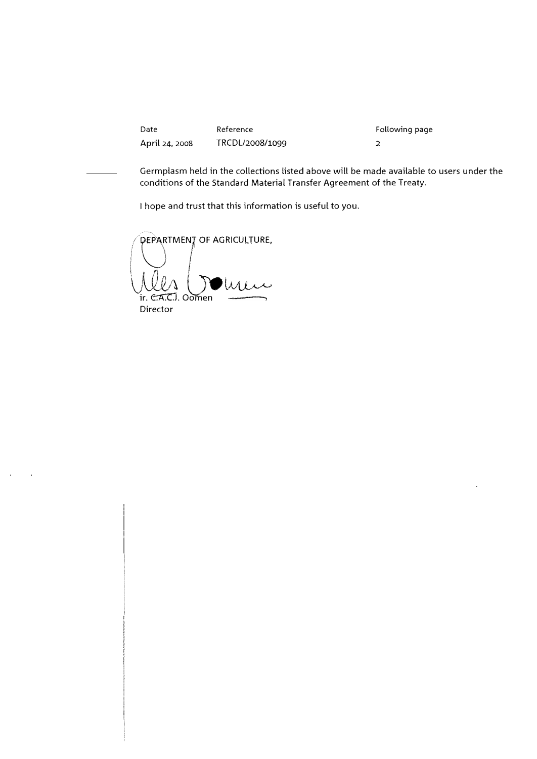| Date | Reference | Following page |
| --- | --- | --- |
| April 24, 2008 | TRCDL/2008/1099 | 2 |

Germplasm held in the collections listed above will be made available to users under the conditions of the Standard Material Transfer Agreement of the Treaty.

I hope and trust that this information is useful to you.

DEPARTMENT OF AGRICULTURE,

ir. C.A.C.J. Oomen
Director